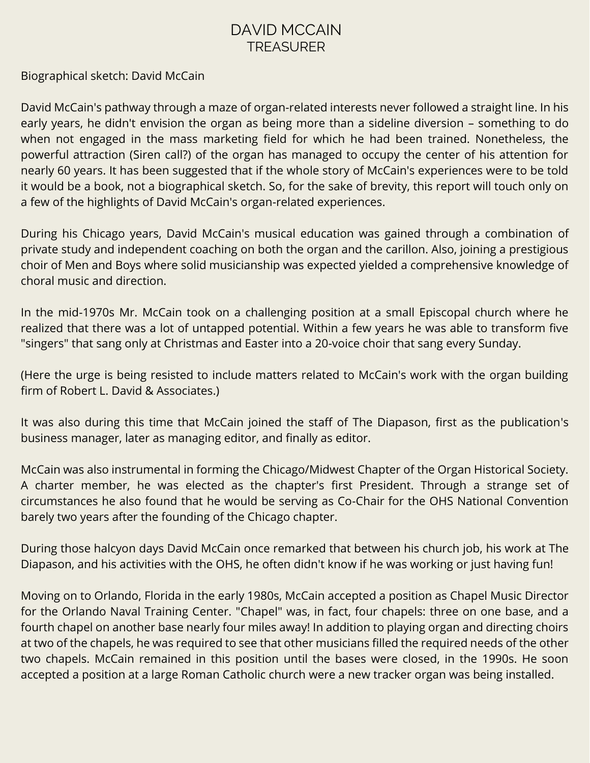# DAVID MCCAIN

## TREASURER

Biographical sketch: David McCain

David McCain's pathway through a maze of organ-related interests never followed a straight line. In his early years, he didn't envision the organ as being more than a sideline diversion – something to do when not engaged in the mass marketing field for which he had been trained. Nonetheless, the powerful attraction (Siren call?) of the organ has managed to occupy the center of his attention for nearly 60 years. It has been suggested that if the whole story of McCain's experiences were to be told it would be a book, not a biographical sketch. So, for the sake of brevity, this report will touch only on a few of the highlights of David McCain's organ-related experiences.

During his Chicago years, David McCain's musical education was gained through a combination of private study and independent coaching on both the organ and the carillon. Also, joining a prestigious choir of Men and Boys where solid musicianship was expected yielded a comprehensive knowledge of choral music and direction.

In the mid-1970s Mr. McCain took on a challenging position at a small Episcopal church where he realized that there was a lot of untapped potential. Within a few years he was able to transform five "singers" that sang only at Christmas and Easter into a 20-voice choir that sang every Sunday.

(Here the urge is being resisted to include matters related to McCain's work with the organ building firm of Robert L. David & Associates.)

It was also during this time that McCain joined the staff of The Diapason, first as the publication's business manager, later as managing editor, and finally as editor.

McCain was also instrumental in forming the Chicago/Midwest Chapter of the Organ Historical Society. A charter member, he was elected as the chapter's first President. Through a strange set of circumstances he also found that he would be serving as Co-Chair for the OHS National Convention barely two years after the founding of the Chicago chapter.

During those halcyon days David McCain once remarked that between his church job, his work at The Diapason, and his activities with the OHS, he often didn't know if he was working or just having fun!

Moving on to Orlando, Florida in the early 1980s, McCain accepted a position as Chapel Music Director for the Orlando Naval Training Center. "Chapel" was, in fact, four chapels: three on one base, and a fourth chapel on another base nearly four miles away! In addition to playing organ and directing choirs at two of the chapels, he was required to see that other musicians filled the required needs of the other two chapels. McCain remained in this position until the bases were closed, in the 1990s. He soon accepted a position at a large Roman Catholic church were a new tracker organ was being installed.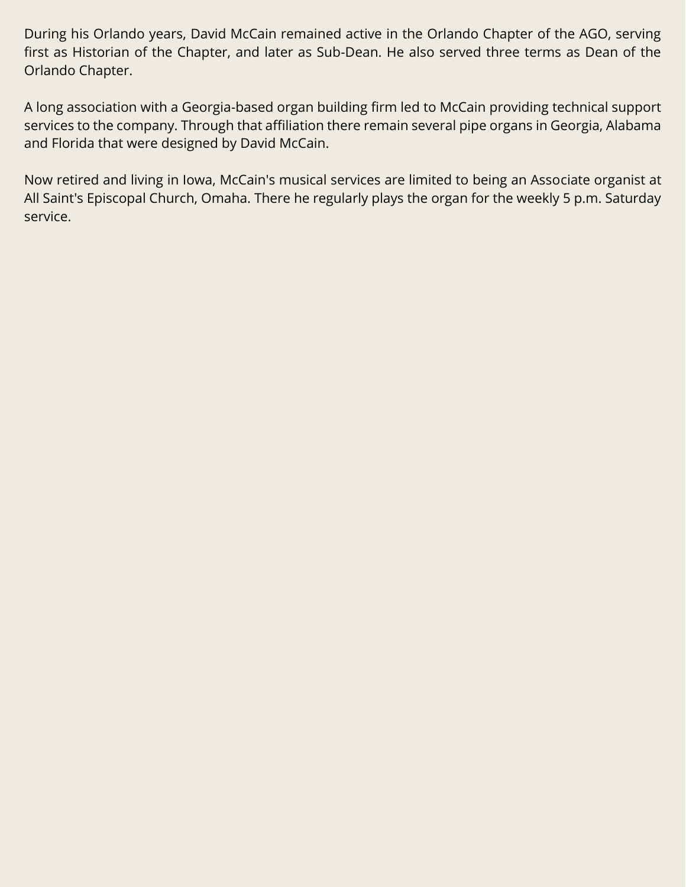During his Orlando years, David McCain remained active in the Orlando Chapter of the AGO, serving first as Historian of the Chapter, and later as Sub-Dean. He also served three terms as Dean of the Orlando Chapter.

A long association with a Georgia-based organ building firm led to McCain providing technical support services to the company. Through that affiliation there remain several pipe organs in Georgia, Alabama and Florida that were designed by David McCain.

Now retired and living in Iowa, McCain's musical services are limited to being an Associate organist at All Saint's Episcopal Church, Omaha. There he regularly plays the organ for the weekly 5 p.m. Saturday service.